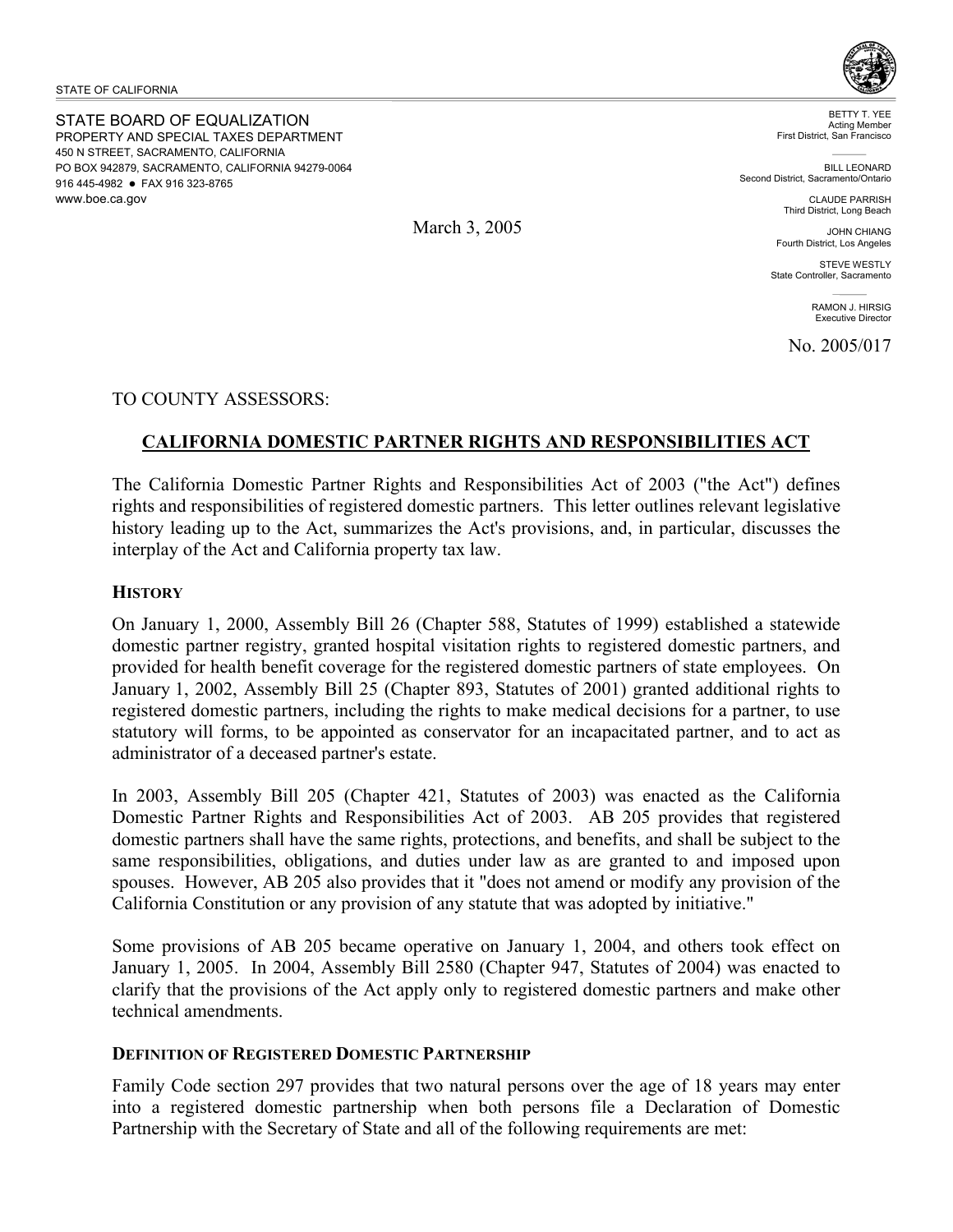STATE OF CALIFORNIA

STATE BOARD OF EQUALIZATION
PROPERTY AND SPECIAL TAXES DEPARTMENT
450 N STREET, SACRAMENTO, CALIFORNIA
PO BOX 942879, SACRAMENTO, CALIFORNIA 94279-0064
916 445-4982 ● FAX 916 323-8765
www.boe.ca.gov

BETTY T. YEE
Acting Member
First District, San Francisco

BILL LEONARD
Second District, Sacramento/Ontario

CLAUDE PARRISH
Third District, Long Beach

JOHN CHIANG
Fourth District, Los Angeles

STEVE WESTLY
State Controller, Sacramento

RAMON J. HIRSIG
Executive Director

March 3, 2005

No. 2005/017

TO COUNTY ASSESSORS:

## CALIFORNIA DOMESTIC PARTNER RIGHTS AND RESPONSIBILITIES ACT

The California Domestic Partner Rights and Responsibilities Act of 2003 ("the Act") defines rights and responsibilities of registered domestic partners. This letter outlines relevant legislative history leading up to the Act, summarizes the Act's provisions, and, in particular, discusses the interplay of the Act and California property tax law.

### HISTORY

On January 1, 2000, Assembly Bill 26 (Chapter 588, Statutes of 1999) established a statewide domestic partner registry, granted hospital visitation rights to registered domestic partners, and provided for health benefit coverage for the registered domestic partners of state employees. On January 1, 2002, Assembly Bill 25 (Chapter 893, Statutes of 2001) granted additional rights to registered domestic partners, including the rights to make medical decisions for a partner, to use statutory will forms, to be appointed as conservator for an incapacitated partner, and to act as administrator of a deceased partner's estate.

In 2003, Assembly Bill 205 (Chapter 421, Statutes of 2003) was enacted as the California Domestic Partner Rights and Responsibilities Act of 2003. AB 205 provides that registered domestic partners shall have the same rights, protections, and benefits, and shall be subject to the same responsibilities, obligations, and duties under law as are granted to and imposed upon spouses. However, AB 205 also provides that it "does not amend or modify any provision of the California Constitution or any provision of any statute that was adopted by initiative."

Some provisions of AB 205 became operative on January 1, 2004, and others took effect on January 1, 2005. In 2004, Assembly Bill 2580 (Chapter 947, Statutes of 2004) was enacted to clarify that the provisions of the Act apply only to registered domestic partners and make other technical amendments.

### DEFINITION OF REGISTERED DOMESTIC PARTNERSHIP

Family Code section 297 provides that two natural persons over the age of 18 years may enter into a registered domestic partnership when both persons file a Declaration of Domestic Partnership with the Secretary of State and all of the following requirements are met: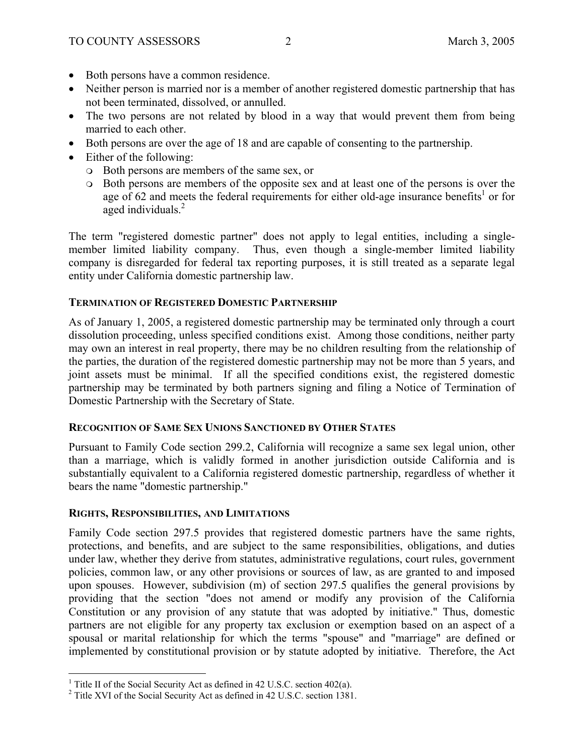- Both persons have a common residence.
- Neither person is married nor is a member of another registered domestic partnership that has not been terminated, dissolved, or annulled.
- The two persons are not related by blood in a way that would prevent them from being married to each other.
- Both persons are over the age of 18 and are capable of consenting to the partnership.
- Either of the following:
  - Both persons are members of the same sex, or
  - Both persons are members of the opposite sex and at least one of the persons is over the age of 62 and meets the federal requirements for either old-age insurance benefits[1] or for aged individuals.[2]

The term "registered domestic partner" does not apply to legal entities, including a single-member limited liability company. Thus, even though a single-member limited liability company is disregarded for federal tax reporting purposes, it is still treated as a separate legal entity under California domestic partnership law.

### TERMINATION OF REGISTERED DOMESTIC PARTNERSHIP

As of January 1, 2005, a registered domestic partnership may be terminated only through a court dissolution proceeding, unless specified conditions exist. Among those conditions, neither party may own an interest in real property, there may be no children resulting from the relationship of the parties, the duration of the registered domestic partnership may not be more than 5 years, and joint assets must be minimal. If all the specified conditions exist, the registered domestic partnership may be terminated by both partners signing and filing a Notice of Termination of Domestic Partnership with the Secretary of State.

### RECOGNITION OF SAME SEX UNIONS SANCTIONED BY OTHER STATES

Pursuant to Family Code section 299.2, California will recognize a same sex legal union, other than a marriage, which is validly formed in another jurisdiction outside California and is substantially equivalent to a California registered domestic partnership, regardless of whether it bears the name "domestic partnership."

### RIGHTS, RESPONSIBILITIES, AND LIMITATIONS

Family Code section 297.5 provides that registered domestic partners have the same rights, protections, and benefits, and are subject to the same responsibilities, obligations, and duties under law, whether they derive from statutes, administrative regulations, court rules, government policies, common law, or any other provisions or sources of law, as are granted to and imposed upon spouses. However, subdivision (m) of section 297.5 qualifies the general provisions by providing that the section "does not amend or modify any provision of the California Constitution or any provision of any statute that was adopted by initiative." Thus, domestic partners are not eligible for any property tax exclusion or exemption based on an aspect of a spousal or marital relationship for which the terms "spouse" and "marriage" are defined or implemented by constitutional provision or by statute adopted by initiative. Therefore, the Act

---

[1] Title II of the Social Security Act as defined in 42 U.S.C. section 402(a).

[2] Title XVI of the Social Security Act as defined in 42 U.S.C. section 1381.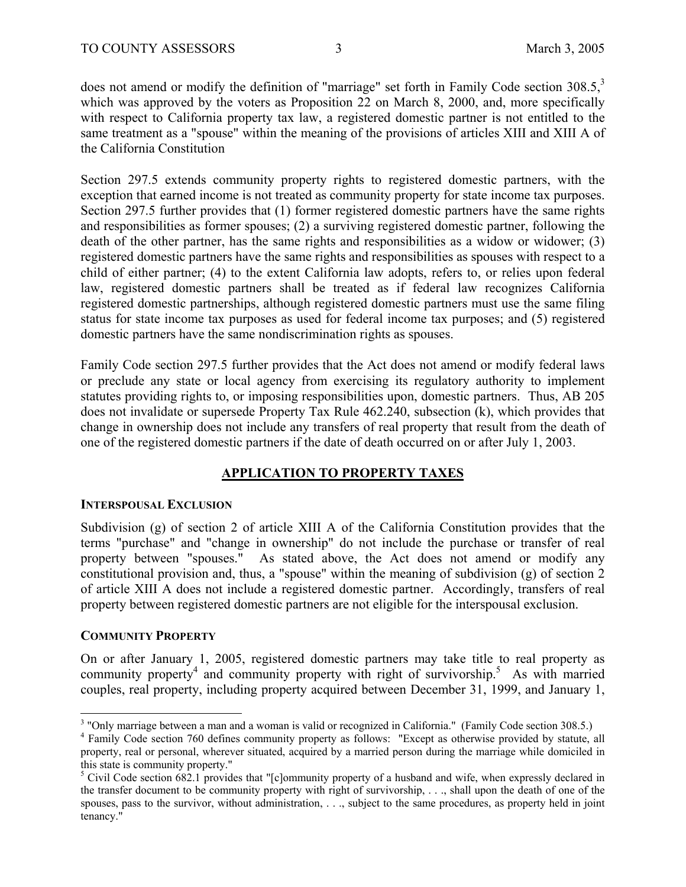does not amend or modify the definition of "marriage" set forth in Family Code section 308.5,[3] which was approved by the voters as Proposition 22 on March 8, 2000, and, more specifically with respect to California property tax law, a registered domestic partner is not entitled to the same treatment as a "spouse" within the meaning of the provisions of articles XIII and XIII A of the California Constitution

Section 297.5 extends community property rights to registered domestic partners, with the exception that earned income is not treated as community property for state income tax purposes. Section 297.5 further provides that (1) former registered domestic partners have the same rights and responsibilities as former spouses; (2) a surviving registered domestic partner, following the death of the other partner, has the same rights and responsibilities as a widow or widower; (3) registered domestic partners have the same rights and responsibilities as spouses with respect to a child of either partner; (4) to the extent California law adopts, refers to, or relies upon federal law, registered domestic partners shall be treated as if federal law recognizes California registered domestic partnerships, although registered domestic partners must use the same filing status for state income tax purposes as used for federal income tax purposes; and (5) registered domestic partners have the same nondiscrimination rights as spouses.

Family Code section 297.5 further provides that the Act does not amend or modify federal laws or preclude any state or local agency from exercising its regulatory authority to implement statutes providing rights to, or imposing responsibilities upon, domestic partners. Thus, AB 205 does not invalidate or supersede Property Tax Rule 462.240, subsection (k), which provides that change in ownership does not include any transfers of real property that result from the death of one of the registered domestic partners if the date of death occurred on or after July 1, 2003.

## APPLICATION TO PROPERTY TAXES

### INTERSPOUSAL EXCLUSION

Subdivision (g) of section 2 of article XIII A of the California Constitution provides that the terms "purchase" and "change in ownership" do not include the purchase or transfer of real property between "spouses." As stated above, the Act does not amend or modify any constitutional provision and, thus, a "spouse" within the meaning of subdivision (g) of section 2 of article XIII A does not include a registered domestic partner. Accordingly, transfers of real property between registered domestic partners are not eligible for the interspousal exclusion.

### COMMUNITY PROPERTY

On or after January 1, 2005, registered domestic partners may take title to real property as community property[4] and community property with right of survivorship.[5] As with married couples, real property, including property acquired between December 31, 1999, and January 1,

---

[3] "Only marriage between a man and a woman is valid or recognized in California." (Family Code section 308.5.)

[4] Family Code section 760 defines community property as follows: "Except as otherwise provided by statute, all property, real or personal, wherever situated, acquired by a married person during the marriage while domiciled in this state is community property."

[5] Civil Code section 682.1 provides that "[c]ommunity property of a husband and wife, when expressly declared in the transfer document to be community property with right of survivorship, . . ., shall upon the death of one of the spouses, pass to the survivor, without administration, . . ., subject to the same procedures, as property held in joint tenancy."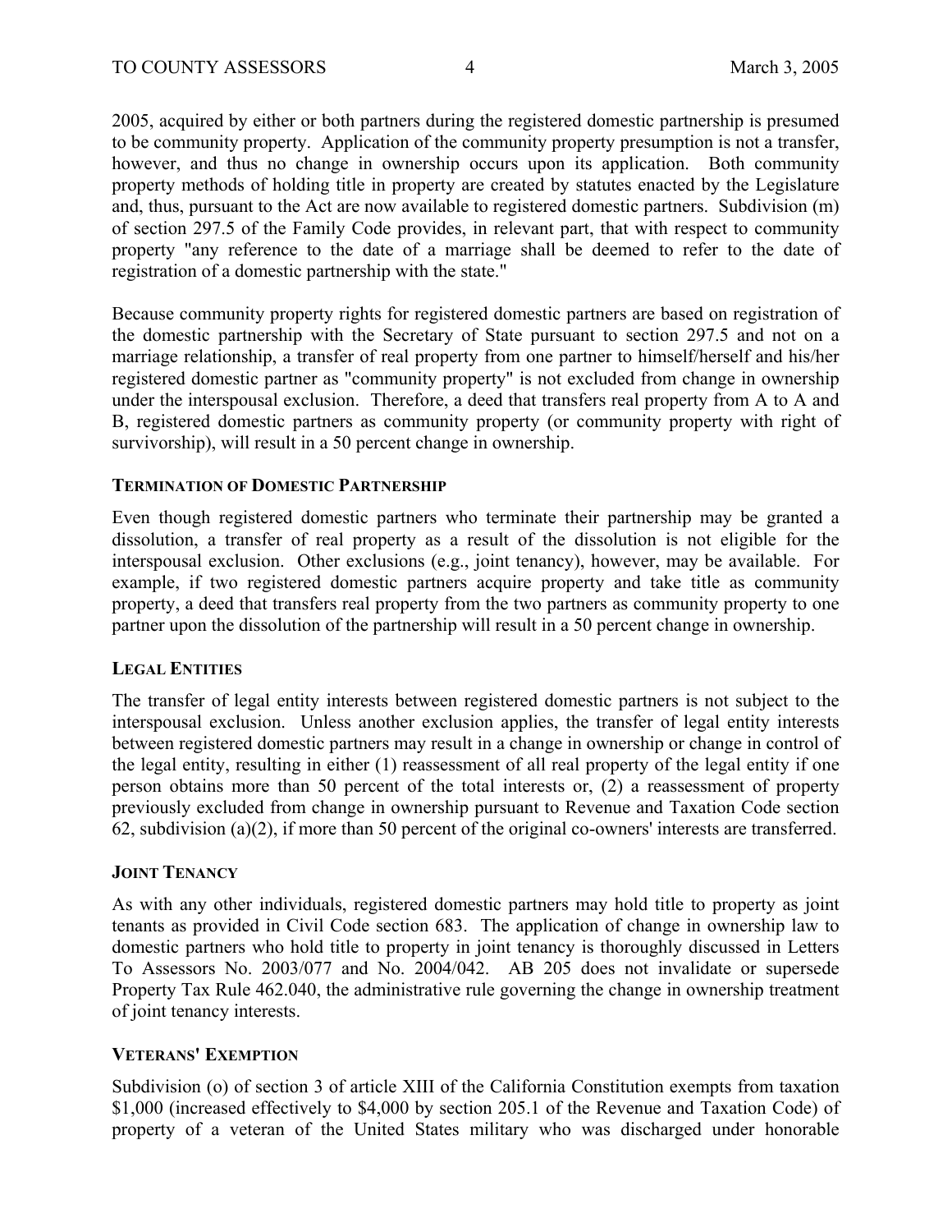2005, acquired by either or both partners during the registered domestic partnership is presumed to be community property. Application of the community property presumption is not a transfer, however, and thus no change in ownership occurs upon its application. Both community property methods of holding title in property are created by statutes enacted by the Legislature and, thus, pursuant to the Act are now available to registered domestic partners. Subdivision (m) of section 297.5 of the Family Code provides, in relevant part, that with respect to community property "any reference to the date of a marriage shall be deemed to refer to the date of registration of a domestic partnership with the state."

Because community property rights for registered domestic partners are based on registration of the domestic partnership with the Secretary of State pursuant to section 297.5 and not on a marriage relationship, a transfer of real property from one partner to himself/herself and his/her registered domestic partner as "community property" is not excluded from change in ownership under the interspousal exclusion. Therefore, a deed that transfers real property from A to A and B, registered domestic partners as community property (or community property with right of survivorship), will result in a 50 percent change in ownership.

### TERMINATION OF DOMESTIC PARTNERSHIP

Even though registered domestic partners who terminate their partnership may be granted a dissolution, a transfer of real property as a result of the dissolution is not eligible for the interspousal exclusion. Other exclusions (e.g., joint tenancy), however, may be available. For example, if two registered domestic partners acquire property and take title as community property, a deed that transfers real property from the two partners as community property to one partner upon the dissolution of the partnership will result in a 50 percent change in ownership.

### LEGAL ENTITIES

The transfer of legal entity interests between registered domestic partners is not subject to the interspousal exclusion. Unless another exclusion applies, the transfer of legal entity interests between registered domestic partners may result in a change in ownership or change in control of the legal entity, resulting in either (1) reassessment of all real property of the legal entity if one person obtains more than 50 percent of the total interests or, (2) a reassessment of property previously excluded from change in ownership pursuant to Revenue and Taxation Code section 62, subdivision (a)(2), if more than 50 percent of the original co-owners' interests are transferred.

### JOINT TENANCY

As with any other individuals, registered domestic partners may hold title to property as joint tenants as provided in Civil Code section 683. The application of change in ownership law to domestic partners who hold title to property in joint tenancy is thoroughly discussed in Letters To Assessors No. 2003/077 and No. 2004/042. AB 205 does not invalidate or supersede Property Tax Rule 462.040, the administrative rule governing the change in ownership treatment of joint tenancy interests.

### VETERANS' EXEMPTION

Subdivision (o) of section 3 of article XIII of the California Constitution exempts from taxation $1,000 (increased effectively to $4,000 by section 205.1 of the Revenue and Taxation Code) of property of a veteran of the United States military who was discharged under honorable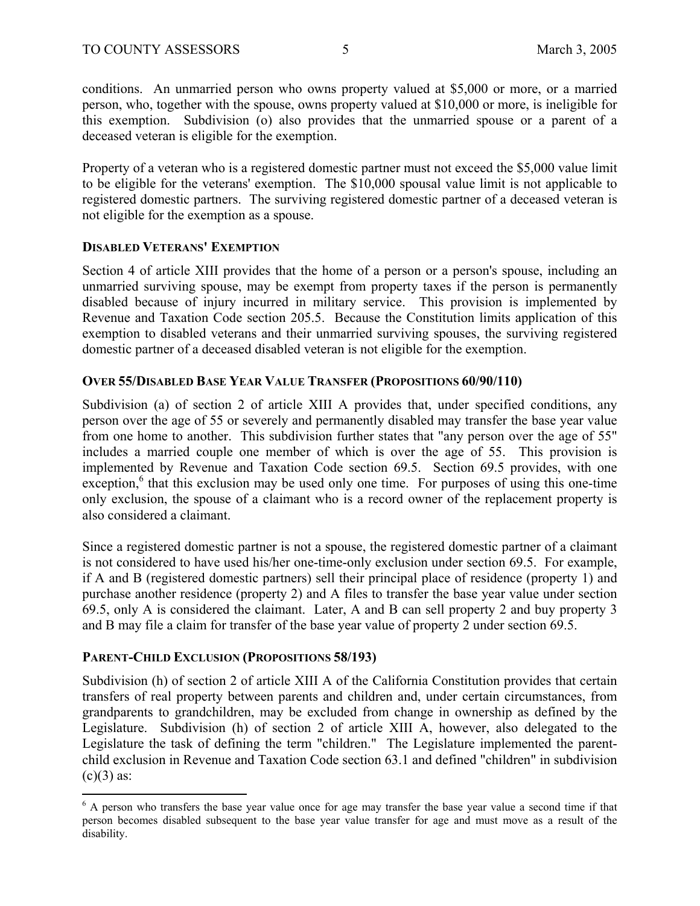conditions. An unmarried person who owns property valued at $5,000 or more, or a married person, who, together with the spouse, owns property valued at $10,000 or more, is ineligible for this exemption. Subdivision (o) also provides that the unmarried spouse or a parent of a deceased veteran is eligible for the exemption.

Property of a veteran who is a registered domestic partner must not exceed the $5,000 value limit to be eligible for the veterans' exemption. The $10,000 spousal value limit is not applicable to registered domestic partners. The surviving registered domestic partner of a deceased veteran is not eligible for the exemption as a spouse.

### DISABLED VETERANS' EXEMPTION

Section 4 of article XIII provides that the home of a person or a person's spouse, including an unmarried surviving spouse, may be exempt from property taxes if the person is permanently disabled because of injury incurred in military service. This provision is implemented by Revenue and Taxation Code section 205.5. Because the Constitution limits application of this exemption to disabled veterans and their unmarried surviving spouses, the surviving registered domestic partner of a deceased disabled veteran is not eligible for the exemption.

### OVER 55/DISABLED BASE YEAR VALUE TRANSFER (PROPOSITIONS 60/90/110)

Subdivision (a) of section 2 of article XIII A provides that, under specified conditions, any person over the age of 55 or severely and permanently disabled may transfer the base year value from one home to another. This subdivision further states that "any person over the age of 55" includes a married couple one member of which is over the age of 55. This provision is implemented by Revenue and Taxation Code section 69.5. Section 69.5 provides, with one exception,[6] that this exclusion may be used only one time. For purposes of using this one-time only exclusion, the spouse of a claimant who is a record owner of the replacement property is also considered a claimant.

Since a registered domestic partner is not a spouse, the registered domestic partner of a claimant is not considered to have used his/her one-time-only exclusion under section 69.5. For example, if A and B (registered domestic partners) sell their principal place of residence (property 1) and purchase another residence (property 2) and A files to transfer the base year value under section 69.5, only A is considered the claimant. Later, A and B can sell property 2 and buy property 3 and B may file a claim for transfer of the base year value of property 2 under section 69.5.

### PARENT-CHILD EXCLUSION (PROPOSITIONS 58/193)

Subdivision (h) of section 2 of article XIII A of the California Constitution provides that certain transfers of real property between parents and children and, under certain circumstances, from grandparents to grandchildren, may be excluded from change in ownership as defined by the Legislature. Subdivision (h) of section 2 of article XIII A, however, also delegated to the Legislature the task of defining the term "children." The Legislature implemented the parent-child exclusion in Revenue and Taxation Code section 63.1 and defined "children" in subdivision (c)(3) as:

---

[6] A person who transfers the base year value once for age may transfer the base year value a second time if that person becomes disabled subsequent to the base year value transfer for age and must move as a result of the disability.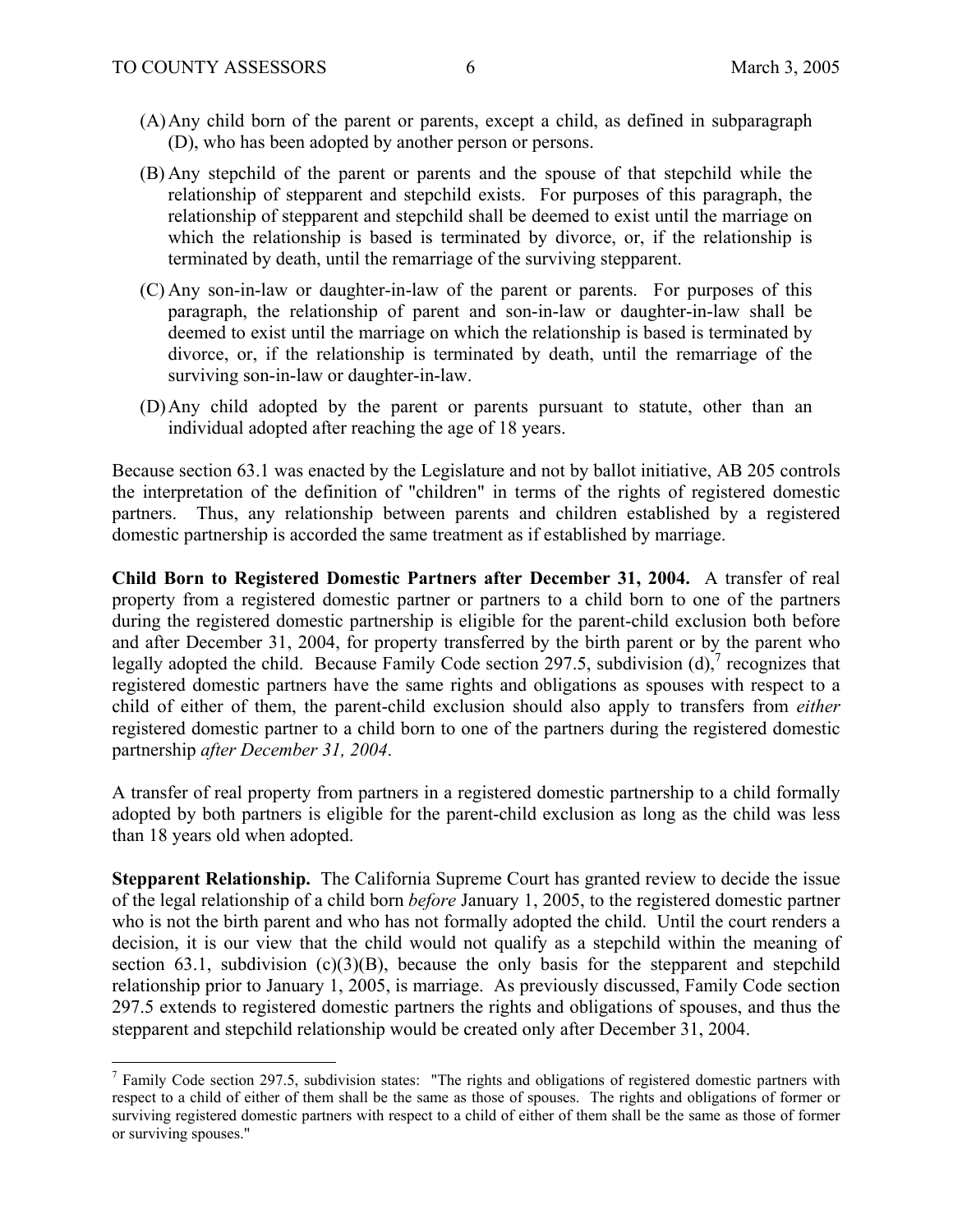(A) Any child born of the parent or parents, except a child, as defined in subparagraph (D), who has been adopted by another person or persons.

(B) Any stepchild of the parent or parents and the spouse of that stepchild while the relationship of stepparent and stepchild exists. For purposes of this paragraph, the relationship of stepparent and stepchild shall be deemed to exist until the marriage on which the relationship is based is terminated by divorce, or, if the relationship is terminated by death, until the remarriage of the surviving stepparent.

(C) Any son-in-law or daughter-in-law of the parent or parents. For purposes of this paragraph, the relationship of parent and son-in-law or daughter-in-law shall be deemed to exist until the marriage on which the relationship is based is terminated by divorce, or, if the relationship is terminated by death, until the remarriage of the surviving son-in-law or daughter-in-law.

(D) Any child adopted by the parent or parents pursuant to statute, other than an individual adopted after reaching the age of 18 years.

Because section 63.1 was enacted by the Legislature and not by ballot initiative, AB 205 controls the interpretation of the definition of "children" in terms of the rights of registered domestic partners. Thus, any relationship between parents and children established by a registered domestic partnership is accorded the same treatment as if established by marriage.

**Child Born to Registered Domestic Partners after December 31, 2004.** A transfer of real property from a registered domestic partner or partners to a child born to one of the partners during the registered domestic partnership is eligible for the parent-child exclusion both before and after December 31, 2004, for property transferred by the birth parent or by the parent who legally adopted the child. Because Family Code section 297.5, subdivision (d),[7] recognizes that registered domestic partners have the same rights and obligations as spouses with respect to a child of either of them, the parent-child exclusion should also apply to transfers from *either* registered domestic partner to a child born to one of the partners during the registered domestic partnership *after December 31, 2004*.

A transfer of real property from partners in a registered domestic partnership to a child formally adopted by both partners is eligible for the parent-child exclusion as long as the child was less than 18 years old when adopted.

**Stepparent Relationship.** The California Supreme Court has granted review to decide the issue of the legal relationship of a child born *before* January 1, 2005, to the registered domestic partner who is not the birth parent and who has not formally adopted the child. Until the court renders a decision, it is our view that the child would not qualify as a stepchild within the meaning of section 63.1, subdivision (c)(3)(B), because the only basis for the stepparent and stepchild relationship prior to January 1, 2005, is marriage. As previously discussed, Family Code section 297.5 extends to registered domestic partners the rights and obligations of spouses, and thus the stepparent and stepchild relationship would be created only after December 31, 2004.

---

[7] Family Code section 297.5, subdivision states: "The rights and obligations of registered domestic partners with respect to a child of either of them shall be the same as those of spouses. The rights and obligations of former or surviving registered domestic partners with respect to a child of either of them shall be the same as those of former or surviving spouses."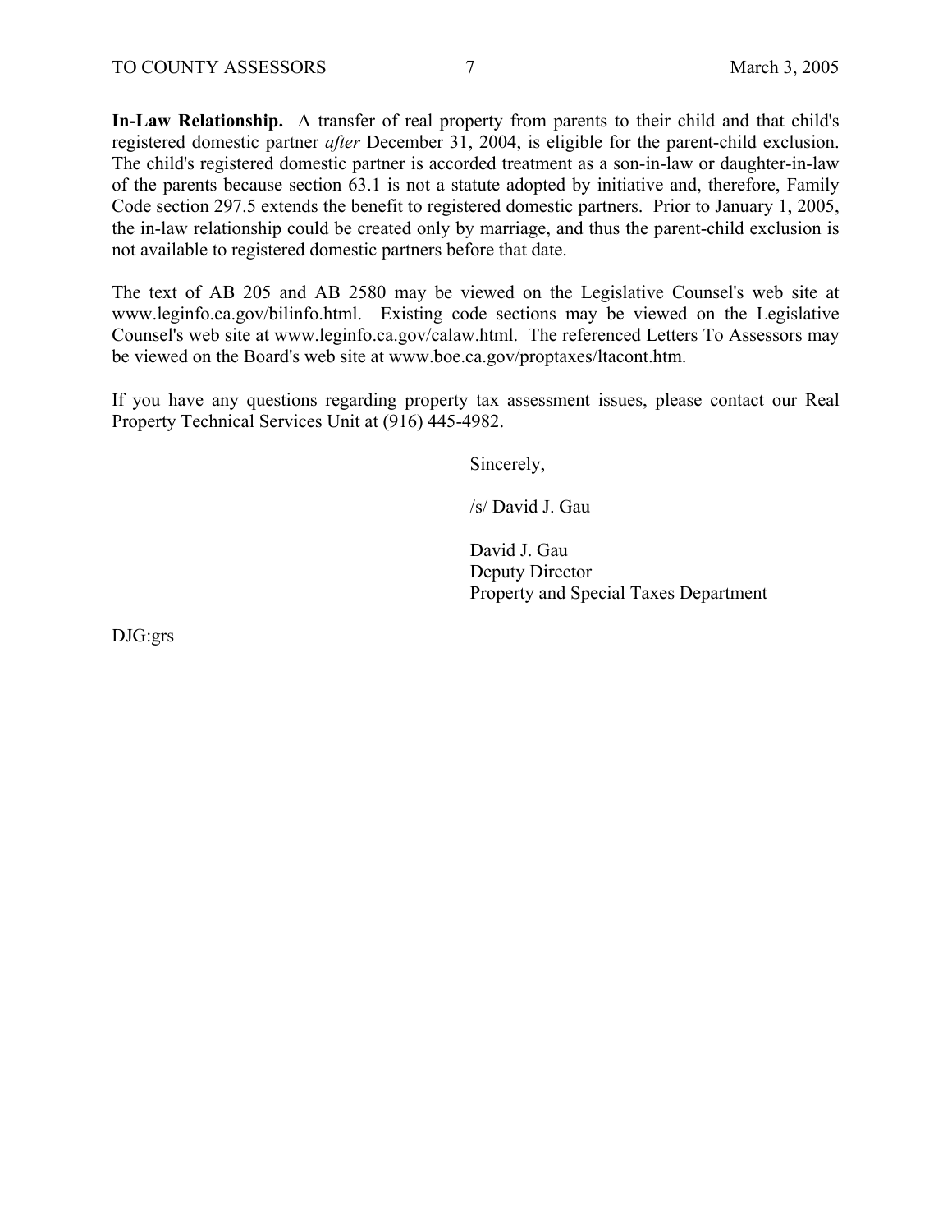**In-Law Relationship.** A transfer of real property from parents to their child and that child's registered domestic partner *after* December 31, 2004, is eligible for the parent-child exclusion. The child's registered domestic partner is accorded treatment as a son-in-law or daughter-in-law of the parents because section 63.1 is not a statute adopted by initiative and, therefore, Family Code section 297.5 extends the benefit to registered domestic partners. Prior to January 1, 2005, the in-law relationship could be created only by marriage, and thus the parent-child exclusion is not available to registered domestic partners before that date.

The text of AB 205 and AB 2580 may be viewed on the Legislative Counsel's web site at www.leginfo.ca.gov/bilinfo.html. Existing code sections may be viewed on the Legislative Counsel's web site at www.leginfo.ca.gov/calaw.html. The referenced Letters To Assessors may be viewed on the Board's web site at www.boe.ca.gov/proptaxes/ltacont.htm.

If you have any questions regarding property tax assessment issues, please contact our Real Property Technical Services Unit at (916) 445-4982.

Sincerely,

/s/ David J. Gau

David J. Gau
Deputy Director
Property and Special Taxes Department

DJG:grs